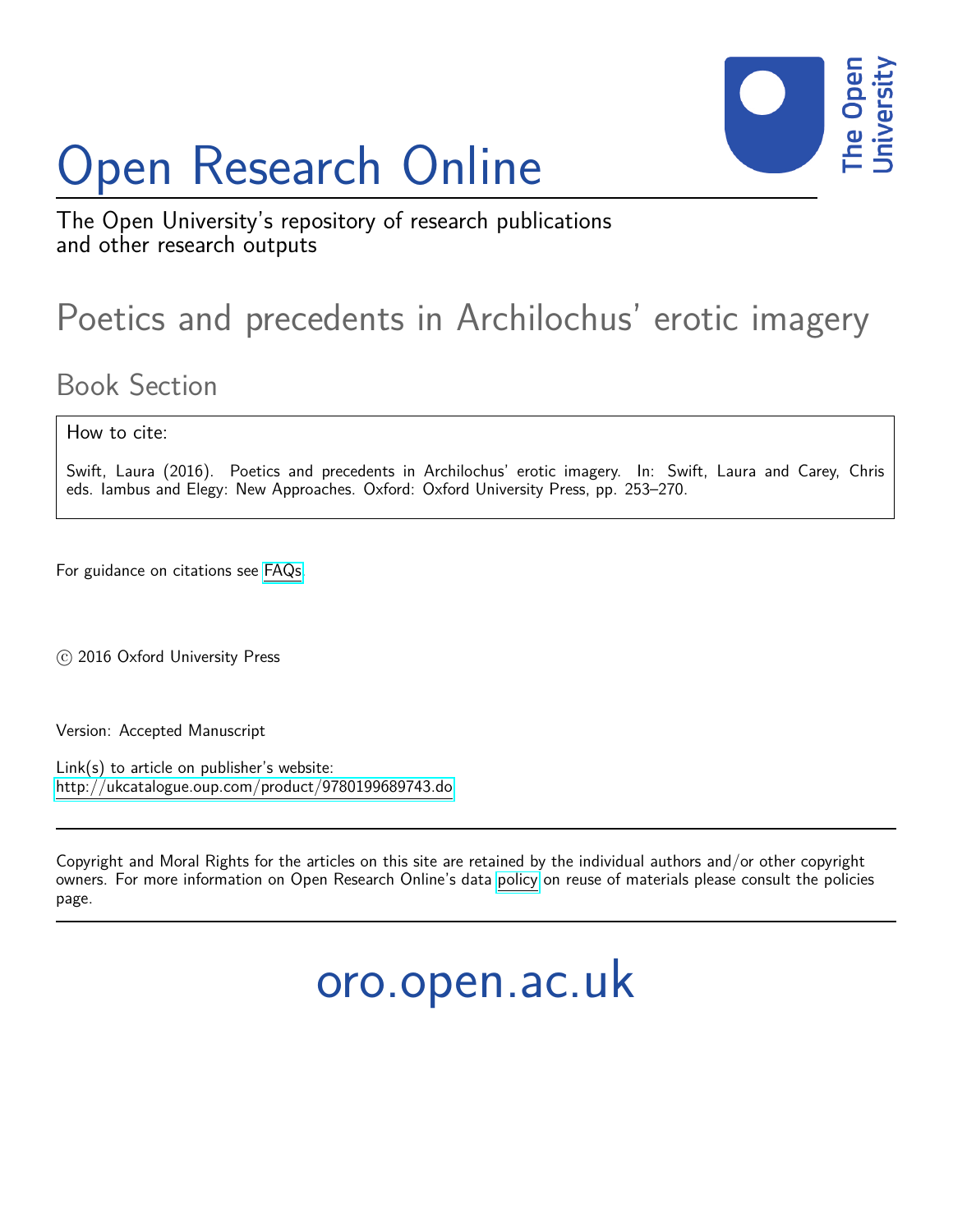# Open Research Online

The Open University's repository of research publications and other research outputs

## Poetics and precedents in Archilochus' erotic imagery

### Book Section

How to cite:

Swift, Laura (2016). Poetics and precedents in Archilochus' erotic imagery. In: Swift, Laura and Carey, Chris eds. Iambus and Elegy: New Approaches. Oxford: Oxford University Press, pp. 253–270.

For guidance on citations see FAQs.

© 2016 Oxford University Press

Version: Accepted Manuscript

Link(s) to article on publisher's website:
http://ukcatalogue.oup.com/product/9780199689743.do

Copyright and Moral Rights for the articles on this site are retained by the individual authors and/or other copyright owners. For more information on Open Research Online's data policy on reuse of materials please consult the policies page.

oro.open.ac.uk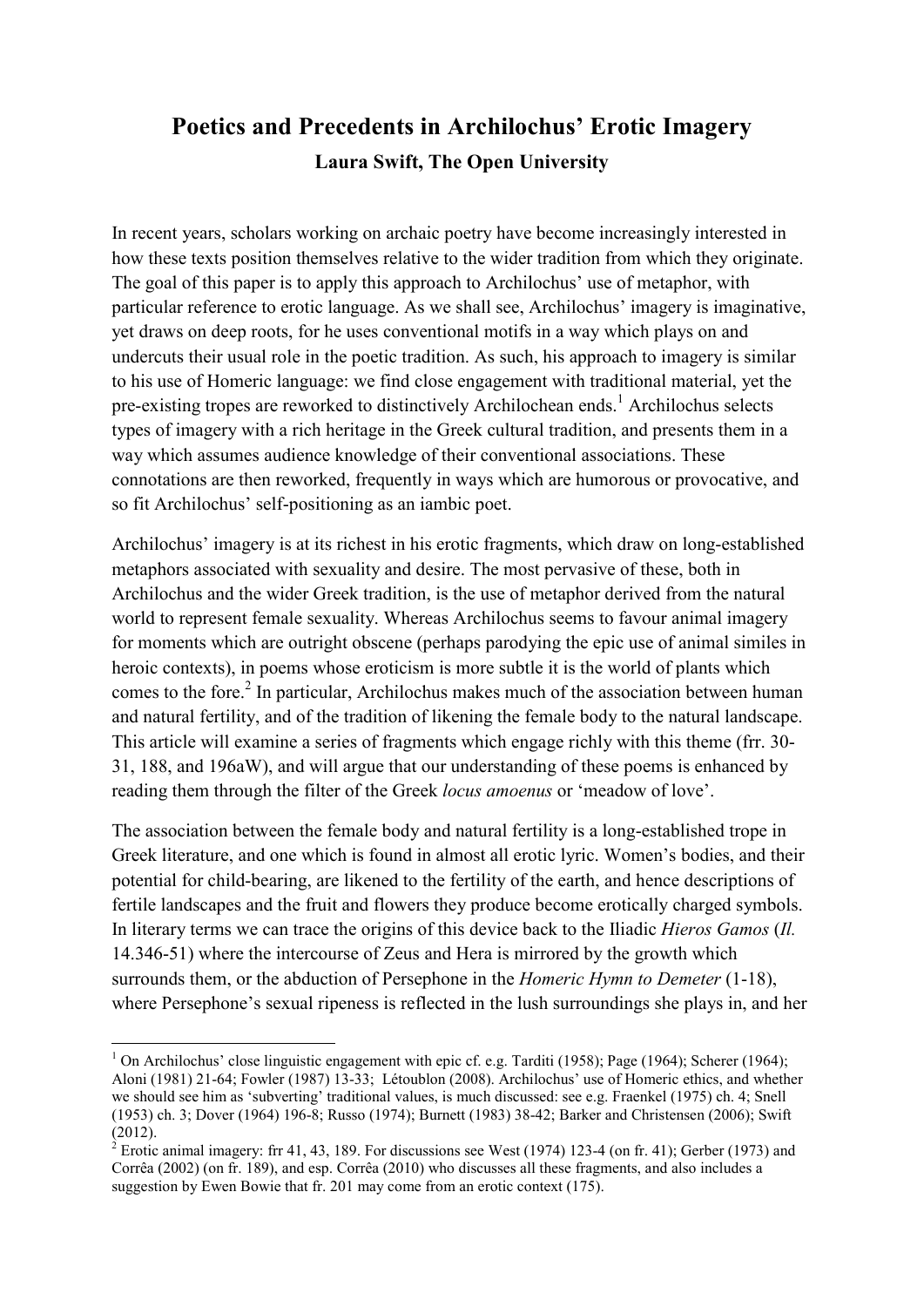# Poetics and Precedents in Archilochus' Erotic Imagery

**Laura Swift, The Open University**

In recent years, scholars working on archaic poetry have become increasingly interested in how these texts position themselves relative to the wider tradition from which they originate. The goal of this paper is to apply this approach to Archilochus' use of metaphor, with particular reference to erotic language. As we shall see, Archilochus' imagery is imaginative, yet draws on deep roots, for he uses conventional motifs in a way which plays on and undercuts their usual role in the poetic tradition. As such, his approach to imagery is similar to his use of Homeric language: we find close engagement with traditional material, yet the pre-existing tropes are reworked to distinctively Archilochean ends.[1] Archilochus selects types of imagery with a rich heritage in the Greek cultural tradition, and presents them in a way which assumes audience knowledge of their conventional associations. These connotations are then reworked, frequently in ways which are humorous or provocative, and so fit Archilochus' self-positioning as an iambic poet.

Archilochus' imagery is at its richest in his erotic fragments, which draw on long-established metaphors associated with sexuality and desire. The most pervasive of these, both in Archilochus and the wider Greek tradition, is the use of metaphor derived from the natural world to represent female sexuality. Whereas Archilochus seems to favour animal imagery for moments which are outright obscene (perhaps parodying the epic use of animal similes in heroic contexts), in poems whose eroticism is more subtle it is the world of plants which comes to the fore.[2] In particular, Archilochus makes much of the association between human and natural fertility, and of the tradition of likening the female body to the natural landscape. This article will examine a series of fragments which engage richly with this theme (frr. 30-31, 188, and 196aW), and will argue that our understanding of these poems is enhanced by reading them through the filter of the Greek *locus amoenus* or 'meadow of love'.

The association between the female body and natural fertility is a long-established trope in Greek literature, and one which is found in almost all erotic lyric. Women's bodies, and their potential for child-bearing, are likened to the fertility of the earth, and hence descriptions of fertile landscapes and the fruit and flowers they produce become erotically charged symbols. In literary terms we can trace the origins of this device back to the Iliadic *Hieros Gamos* (*Il.* 14.346-51) where the intercourse of Zeus and Hera is mirrored by the growth which surrounds them, or the abduction of Persephone in the *Homeric Hymn to Demeter* (1-18), where Persephone's sexual ripeness is reflected in the lush surroundings she plays in, and her

---

[1] On Archilochus' close linguistic engagement with epic cf. e.g. Tarditi (1958); Page (1964); Scherer (1964); Aloni (1981) 21-64; Fowler (1987) 13-33; Létoublon (2008). Archilochus' use of Homeric ethics, and whether we should see him as 'subverting' traditional values, is much discussed: see e.g. Fraenkel (1975) ch. 4; Snell (1953) ch. 3; Dover (1964) 196-8; Russo (1974); Burnett (1983) 38-42; Barker and Christensen (2006); Swift (2012).

[2] Erotic animal imagery: frr 41, 43, 189. For discussions see West (1974) 123-4 (on fr. 41); Gerber (1973) and Corrêa (2002) (on fr. 189), and esp. Corrêa (2010) who discusses all these fragments, and also includes a suggestion by Ewen Bowie that fr. 201 may come from an erotic context (175).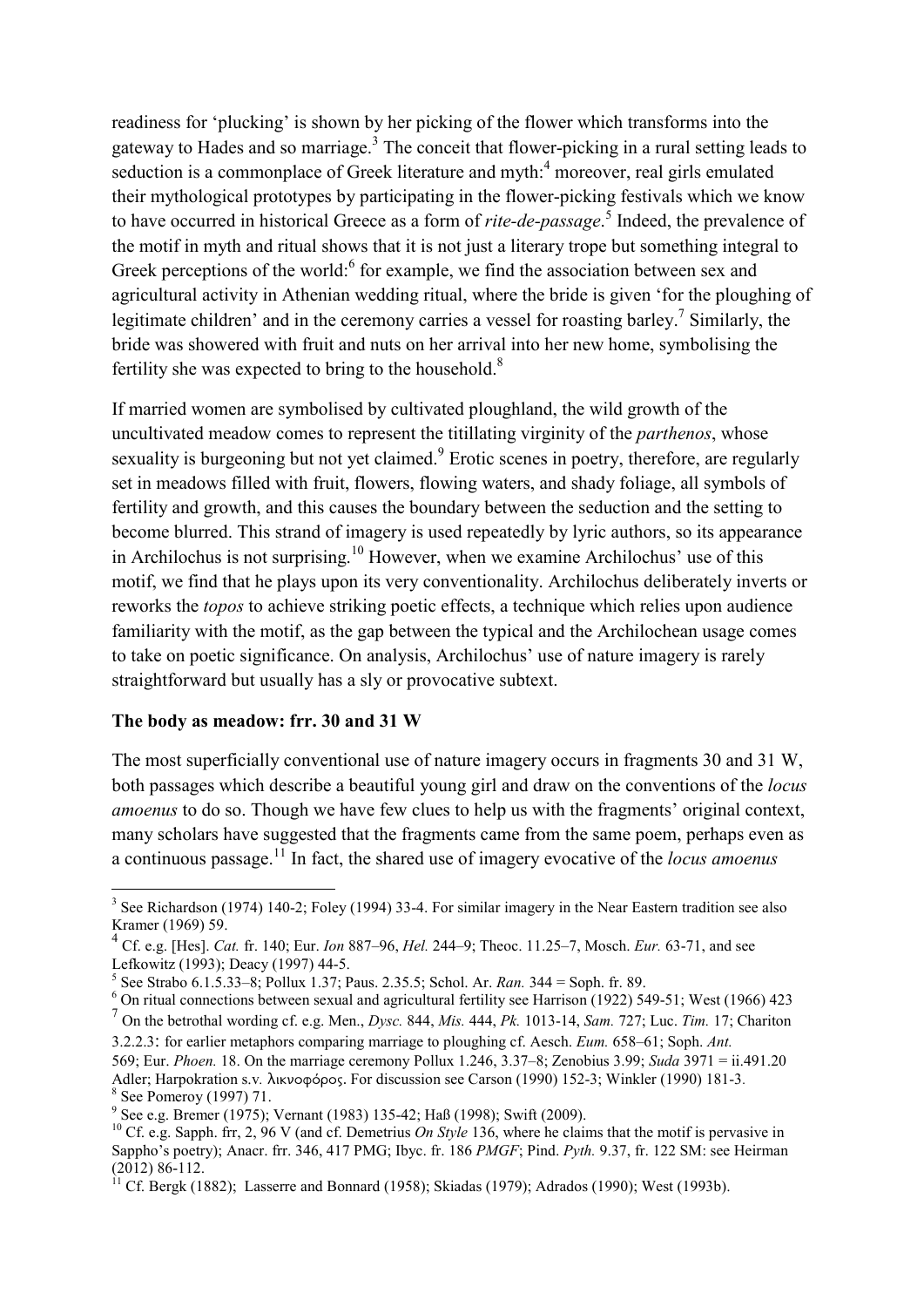readiness for 'plucking' is shown by her picking of the flower which transforms into the gateway to Hades and so marriage.[3] The conceit that flower-picking in a rural setting leads to seduction is a commonplace of Greek literature and myth:[4] moreover, real girls emulated their mythological prototypes by participating in the flower-picking festivals which we know to have occurred in historical Greece as a form of *rite-de-passage*.[5] Indeed, the prevalence of the motif in myth and ritual shows that it is not just a literary trope but something integral to Greek perceptions of the world:[6] for example, we find the association between sex and agricultural activity in Athenian wedding ritual, where the bride is given 'for the ploughing of legitimate children' and in the ceremony carries a vessel for roasting barley.[7] Similarly, the bride was showered with fruit and nuts on her arrival into her new home, symbolising the fertility she was expected to bring to the household.[8]

If married women are symbolised by cultivated ploughland, the wild growth of the uncultivated meadow comes to represent the titillating virginity of the *parthenos*, whose sexuality is burgeoning but not yet claimed.[9] Erotic scenes in poetry, therefore, are regularly set in meadows filled with fruit, flowers, flowing waters, and shady foliage, all symbols of fertility and growth, and this causes the boundary between the seduction and the setting to become blurred. This strand of imagery is used repeatedly by lyric authors, so its appearance in Archilochus is not surprising.[10] However, when we examine Archilochus' use of this motif, we find that he plays upon its very conventionality. Archilochus deliberately inverts or reworks the *topos* to achieve striking poetic effects, a technique which relies upon audience familiarity with the motif, as the gap between the typical and the Archilochean usage comes to take on poetic significance. On analysis, Archilochus' use of nature imagery is rarely straightforward but usually has a sly or provocative subtext.

**The body as meadow: frr. 30 and 31 W**

The most superficially conventional use of nature imagery occurs in fragments 30 and 31 W, both passages which describe a beautiful young girl and draw on the conventions of the *locus amoenus* to do so. Though we have few clues to help us with the fragments' original context, many scholars have suggested that the fragments came from the same poem, perhaps even as a continuous passage.[11] In fact, the shared use of imagery evocative of the *locus amoenus*

---

[3] See Richardson (1974) 140-2; Foley (1994) 33-4. For similar imagery in the Near Eastern tradition see also Kramer (1969) 59.

[4] Cf. e.g. [Hes]. *Cat.* fr. 140; Eur. *Ion* 887–96, *Hel.* 244–9; Theoc. 11.25–7, Mosch. *Eur.* 63-71, and see Lefkowitz (1993); Deacy (1997) 44-5.

[5] See Strabo 6.1.5.33–8; Pollux 1.37; Paus. 2.35.5; Schol. Ar. *Ran.* 344 = Soph. fr. 89.

[6] On ritual connections between sexual and agricultural fertility see Harrison (1922) 549-51; West (1966) 423

[7] On the betrothal wording cf. e.g. Men., *Dysc.* 844, *Mis.* 444, *Pk.* 1013-14, *Sam.* 727; Luc. *Tim.* 17; Chariton 3.2.2.3: for earlier metaphors comparing marriage to ploughing cf. Aesch. *Eum.* 658–61; Soph. *Ant.* 569; Eur. *Phoen.* 18. On the marriage ceremony Pollux 1.246, 3.37–8; Zenobius 3.99; *Suda* 3971 = ii.491.20 Adler; Harpokration s.v. λικνοφόρος. For discussion see Carson (1990) 152-3; Winkler (1990) 181-3.

[8] See Pomeroy (1997) 71.

[9] See e.g. Bremer (1975); Vernant (1983) 135-42; Haß (1998); Swift (2009).

[10] Cf. e.g. Sapph. frr, 2, 96 V (and cf. Demetrius *On Style* 136, where he claims that the motif is pervasive in Sappho's poetry); Anacr. frr. 346, 417 PMG; Ibyc. fr. 186 *PMGF*; Pind. *Pyth.* 9.37, fr. 122 SM: see Heirman (2012) 86-112.

[11] Cf. Bergk (1882); Lasserre and Bonnard (1958); Skiadas (1979); Adrados (1990); West (1993b).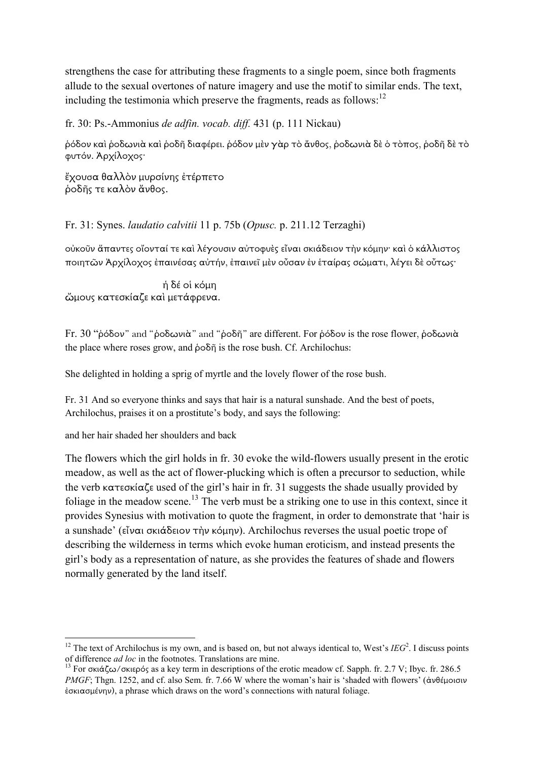strengthens the case for attributing these fragments to a single poem, since both fragments allude to the sexual overtones of nature imagery and use the motif to similar ends. The text, including the testimonia which preserve the fragments, reads as follows:[12]

fr. 30: Ps.-Ammonius *de adfin. vocab. diff.* 431 (p. 111 Nickau)

ῥόδον καὶ ῥοδωνιὰ καὶ ῥοδῆ διαφέρει. ῥόδον μὲν γὰρ τὸ ἄνθος, ῥοδωνιὰ δὲ ὁ τὸπος, ῥοδῆ δὲ τὸ φυτόν. Ἀρχίλοχος·

ἔχουσα θαλλὸν μυρσίνης ἐτέρπετο
ῥοδῆς τε καλὸν ἄνθος.

Fr. 31: Synes. *laudatio calvitii* 11 p. 75b (*Opusc.* p. 211.12 Terzaghi)

οὐκοῦν ἅπαντες οἴονταί τε καὶ λέγουσιν αὐτοφυὲς εἶναι σκιάδειον τὴν κόμην· καὶ ὁ κάλλιστος ποιητῶν Ἀρχίλοχος ἐπαινέσας αὐτήν, ἐπαινεῖ μὲν οὖσαν ἐν ἑταίρας σώματι, λέγει δὲ οὕτως·

ἡ δέ οἱ κόμη
ὤμους κατεσκίαζε καὶ μετάφρενα.

Fr. 30 "ῥόδον" and "ῥοδωνιὰ" and "ῥοδῆ" are different. For ῥόδον is the rose flower, ῥοδωνιὰ the place where roses grow, and ῥοδῆ is the rose bush. Cf. Archilochus:

She delighted in holding a sprig of myrtle and the lovely flower of the rose bush.

Fr. 31 And so everyone thinks and says that hair is a natural sunshade. And the best of poets, Archilochus, praises it on a prostitute's body, and says the following:

and her hair shaded her shoulders and back

The flowers which the girl holds in fr. 30 evoke the wild-flowers usually present in the erotic meadow, as well as the act of flower-plucking which is often a precursor to seduction, while the verb κατεσκίαζε used of the girl's hair in fr. 31 suggests the shade usually provided by foliage in the meadow scene.[13] The verb must be a striking one to use in this context, since it provides Synesius with motivation to quote the fragment, in order to demonstrate that 'hair is a sunshade' (εἶναι σκιάδειον τὴν κόμην). Archilochus reverses the usual poetic trope of describing the wilderness in terms which evoke human eroticism, and instead presents the girl's body as a representation of nature, as she provides the features of shade and flowers normally generated by the land itself.

---

[12] The text of Archilochus is my own, and is based on, but not always identical to, West's *IEG*[2]. I discuss points of difference *ad loc* in the footnotes. Translations are mine.

[13] For σκιάζω/σκιερός as a key term in descriptions of the erotic meadow cf. Sapph. fr. 2.7 V; Ibyc. fr. 286.5 *PMGF*; Thgn. 1252, and cf. also Sem. fr. 7.66 W where the woman's hair is 'shaded with flowers' (ἀνθέμοισιν ἐσκιασμένην), a phrase which draws on the word's connections with natural foliage.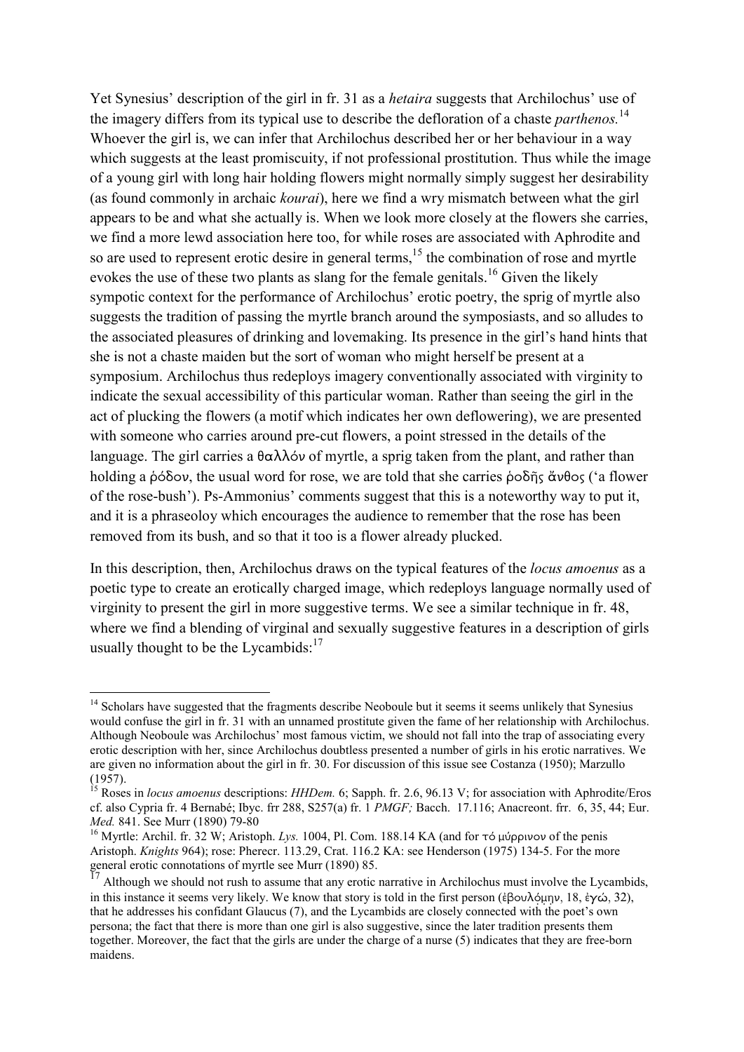Yet Synesius' description of the girl in fr. 31 as a *hetaira* suggests that Archilochus' use of the imagery differs from its typical use to describe the defloration of a chaste *parthenos.*[14] Whoever the girl is, we can infer that Archilochus described her or her behaviour in a way which suggests at the least promiscuity, if not professional prostitution. Thus while the image of a young girl with long hair holding flowers might normally simply suggest her desirability (as found commonly in archaic *kourai*), here we find a wry mismatch between what the girl appears to be and what she actually is. When we look more closely at the flowers she carries, we find a more lewd association here too, for while roses are associated with Aphrodite and so are used to represent erotic desire in general terms,[15] the combination of rose and myrtle evokes the use of these two plants as slang for the female genitals.[16] Given the likely sympotic context for the performance of Archilochus' erotic poetry, the sprig of myrtle also suggests the tradition of passing the myrtle branch around the symposiasts, and so alludes to the associated pleasures of drinking and lovemaking. Its presence in the girl's hand hints that she is not a chaste maiden but the sort of woman who might herself be present at a symposium. Archilochus thus redeploys imagery conventionally associated with virginity to indicate the sexual accessibility of this particular woman. Rather than seeing the girl in the act of plucking the flowers (a motif which indicates her own deflowering), we are presented with someone who carries around pre-cut flowers, a point stressed in the details of the language. The girl carries a θαλλόν of myrtle, a sprig taken from the plant, and rather than holding a ῥόδον, the usual word for rose, we are told that she carries ῥοδῆς ἄνθος ('a flower of the rose-bush'). Ps-Ammonius' comments suggest that this is a noteworthy way to put it, and it is a phraseoloy which encourages the audience to remember that the rose has been removed from its bush, and so that it too is a flower already plucked.

In this description, then, Archilochus draws on the typical features of the *locus amoenus* as a poetic type to create an erotically charged image, which redeploys language normally used of virginity to present the girl in more suggestive terms. We see a similar technique in fr. 48, where we find a blending of virginal and sexually suggestive features in a description of girls usually thought to be the Lycambids:[17]

---

[14] Scholars have suggested that the fragments describe Neoboule but it seems it seems unlikely that Synesius would confuse the girl in fr. 31 with an unnamed prostitute given the fame of her relationship with Archilochus. Although Neoboule was Archilochus' most famous victim, we should not fall into the trap of associating every erotic description with her, since Archilochus doubtless presented a number of girls in his erotic narratives. We are given no information about the girl in fr. 30. For discussion of this issue see Costanza (1950); Marzullo (1957).

[15] Roses in *locus amoenus* descriptions: *HHDem.* 6; Sapph. fr. 2.6, 96.13 V; for association with Aphrodite/Eros cf. also Cypria fr. 4 Bernabé; Ibyc. frr 288, S257(a) fr. 1 *PMGF;* Bacch. 17.116; Anacreont. frr. 6, 35, 44; Eur. *Med.* 841. See Murr (1890) 79-80

[16] Myrtle: Archil. fr. 32 W; Aristoph. *Lys.* 1004, Pl. Com. 188.14 KA (and for τό μύρρινον of the penis Aristoph. *Knights* 964); rose: Pherecr. 113.29, Crat. 116.2 KA: see Henderson (1975) 134-5. For the more general erotic connotations of myrtle see Murr (1890) 85.

[17] Although we should not rush to assume that any erotic narrative in Archilochus must involve the Lycambids, in this instance it seems very likely. We know that story is told in the first person (ἐβουλόμην, 18, ἐγώ, 32), that he addresses his confidant Glaucus (7), and the Lycambids are closely connected with the poet's own persona; the fact that there is more than one girl is also suggestive, since the later tradition presents them together. Moreover, the fact that the girls are under the charge of a nurse (5) indicates that they are free-born maidens.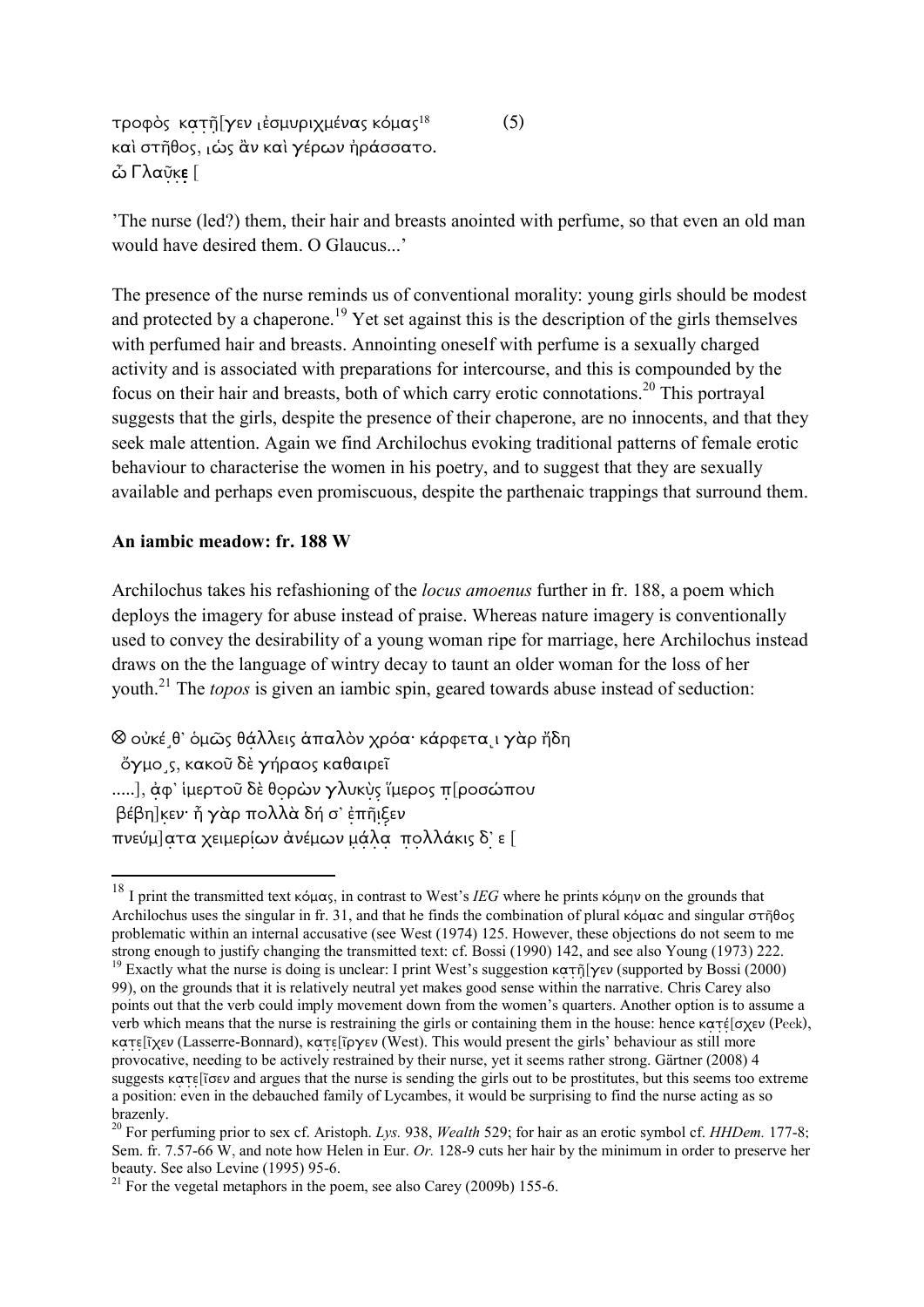τροφὸς κατῆ[γεν ἐσμυριχμένας κόμας[18] (5)
καὶ στῆθος, ὡς ἂν καὶ γέρων ἠράσσατο.
ὦ Γλαῦκε [

'The nurse (led?) them, their hair and breasts anointed with perfume, so that even an old man would have desired them. O Glaucus...'

The presence of the nurse reminds us of conventional morality: young girls should be modest and protected by a chaperone.[19] Yet set against this is the description of the girls themselves with perfumed hair and breasts. Annointing oneself with perfume is a sexually charged activity and is associated with preparations for intercourse, and this is compounded by the focus on their hair and breasts, both of which carry erotic connotations.[20] This portrayal suggests that the girls, despite the presence of their chaperone, are no innocents, and that they seek male attention. Again we find Archilochus evoking traditional patterns of female erotic behaviour to characterise the women in his poetry, and to suggest that they are sexually available and perhaps even promiscuous, despite the parthenaic trappings that surround them.

**An iambic meadow: fr. 188 W**

Archilochus takes his refashioning of the *locus amoenus* further in fr. 188, a poem which deploys the imagery for abuse instead of praise. Whereas nature imagery is conventionally used to convey the desirability of a young woman ripe for marriage, here Archilochus instead draws on the the language of wintry decay to taunt an older woman for the loss of her youth.[21] The *topos* is given an iambic spin, geared towards abuse instead of seduction:

⊗ οὐκέθ᾽ ὁμῶς θάλλεις ἁπαλὸν χρόα· κάρφεται γὰρ ἤδη
ὄγμος, κακοῦ δὲ γήραος καθαιρεῖ
.....], ἀφ᾽ ἱμερτοῦ δὲ θορὼν γλυκὺς ἵμερος π[ροσώπου
βέβη]κεν· ἦ γὰρ πολλὰ δή σ᾽ ἐπῆιξεν
πνεύμ]ατα χειμερίων ἀνέμων μάλα πολλάκις δ᾽ ε [

---

[18] I print the transmitted text κόμας, in contrast to West's *IEG* where he prints κόμην on the grounds that Archilochus uses the singular in fr. 31, and that he finds the combination of plural κόμας and singular στῆθος problematic within an internal accusative (see West (1974) 125. However, these objections do not seem to me strong enough to justify changing the transmitted text: cf. Bossi (1990) 142, and see also Young (1973) 222.

[19] Exactly what the nurse is doing is unclear: I print West's suggestion κατῆ[γεν (supported by Bossi (2000) 99), on the grounds that it is relatively neutral yet makes good sense within the narrative. Chris Carey also points out that the verb could imply movement down from the women's quarters. Another option is to assume a verb which means that the nurse is restraining the girls or containing them in the house: hence κατέ[σχεν (Peek), κατε[ῖχεν (Lasserre-Bonnard), κατε[ῖργεν (West). This would present the girls' behaviour as still more provocative, needing to be actively restrained by their nurse, yet it seems rather strong. Gärtner (2008) 4 suggests κατε[ῖσεν and argues that the nurse is sending the girls out to be prostitutes, but this seems too extreme a position: even in the debauched family of Lycambes, it would be surprising to find the nurse acting as so brazenly.

[20] For perfuming prior to sex cf. Aristoph. *Lys.* 938, *Wealth* 529; for hair as an erotic symbol cf. *HHDem.* 177-8; Sem. fr. 7.57-66 W, and note how Helen in Eur. *Or.* 128-9 cuts her hair by the minimum in order to preserve her beauty. See also Levine (1995) 95-6.

[21] For the vegetal metaphors in the poem, see also Carey (2009b) 155-6.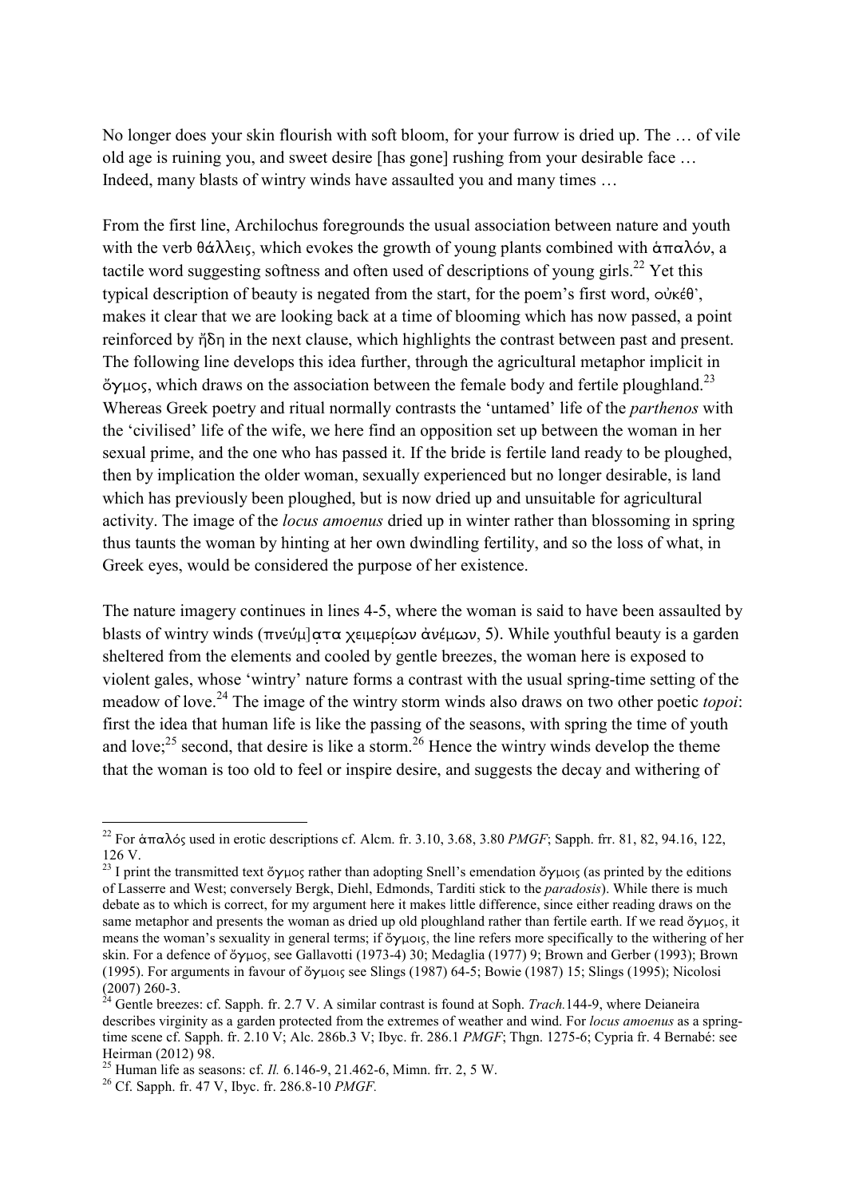No longer does your skin flourish with soft bloom, for your furrow is dried up. The … of vile old age is ruining you, and sweet desire [has gone] rushing from your desirable face … Indeed, many blasts of wintry winds have assaulted you and many times …

From the first line, Archilochus foregrounds the usual association between nature and youth with the verb θάλλεις, which evokes the growth of young plants combined with ἁπαλόν, a tactile word suggesting softness and often used of descriptions of young girls.[22] Yet this typical description of beauty is negated from the start, for the poem's first word, οὐκέθ', makes it clear that we are looking back at a time of blooming which has now passed, a point reinforced by ἤδη in the next clause, which highlights the contrast between past and present. The following line develops this idea further, through the agricultural metaphor implicit in ὄγμος, which draws on the association between the female body and fertile ploughland.[23] Whereas Greek poetry and ritual normally contrasts the 'untamed' life of the *parthenos* with the 'civilised' life of the wife, we here find an opposition set up between the woman in her sexual prime, and the one who has passed it. If the bride is fertile land ready to be ploughed, then by implication the older woman, sexually experienced but no longer desirable, is land which has previously been ploughed, but is now dried up and unsuitable for agricultural activity. The image of the *locus amoenus* dried up in winter rather than blossoming in spring thus taunts the woman by hinting at her own dwindling fertility, and so the loss of what, in Greek eyes, would be considered the purpose of her existence.

The nature imagery continues in lines 4-5, where the woman is said to have been assaulted by blasts of wintry winds (πνεύμ]ατα χειμερίων ἀνέμων, 5). While youthful beauty is a garden sheltered from the elements and cooled by gentle breezes, the woman here is exposed to violent gales, whose 'wintry' nature forms a contrast with the usual spring-time setting of the meadow of love.[24] The image of the wintry storm winds also draws on two other poetic *topoi*: first the idea that human life is like the passing of the seasons, with spring the time of youth and love;[25] second, that desire is like a storm.[26] Hence the wintry winds develop the theme that the woman is too old to feel or inspire desire, and suggests the decay and withering of

---

[22] For ἁπαλός used in erotic descriptions cf. Alcm. fr. 3.10, 3.68, 3.80 *PMGF*; Sapph. frr. 81, 82, 94.16, 122, 126 V.

[23] I print the transmitted text ὄγμος rather than adopting Snell's emendation ὄγμοις (as printed by the editions of Lasserre and West; conversely Bergk, Diehl, Edmonds, Tarditi stick to the *paradosis*). While there is much debate as to which is correct, for my argument here it makes little difference, since either reading draws on the same metaphor and presents the woman as dried up old ploughland rather than fertile earth. If we read ὄγμος, it means the woman's sexuality in general terms; if ὄγμοις, the line refers more specifically to the withering of her skin. For a defence of ὄγμος, see Gallavotti (1973-4) 30; Medaglia (1977) 9; Brown and Gerber (1993); Brown (1995). For arguments in favour of ὄγμοις see Slings (1987) 64-5; Bowie (1987) 15; Slings (1995); Nicolosi (2007) 260-3.

[24] Gentle breezes: cf. Sapph. fr. 2.7 V. A similar contrast is found at Soph. *Trach.*144-9, where Deianeira describes virginity as a garden protected from the extremes of weather and wind. For *locus amoenus* as a spring-time scene cf. Sapph. fr. 2.10 V; Alc. 286b.3 V; Ibyc. fr. 286.1 *PMGF*; Thgn. 1275-6; Cypria fr. 4 Bernabé: see Heirman (2012) 98.

[25] Human life as seasons: cf. *Il.* 6.146-9, 21.462-6, Mimn. frr. 2, 5 W.

[26] Cf. Sapph. fr. 47 V, Ibyc. fr. 286.8-10 *PMGF.*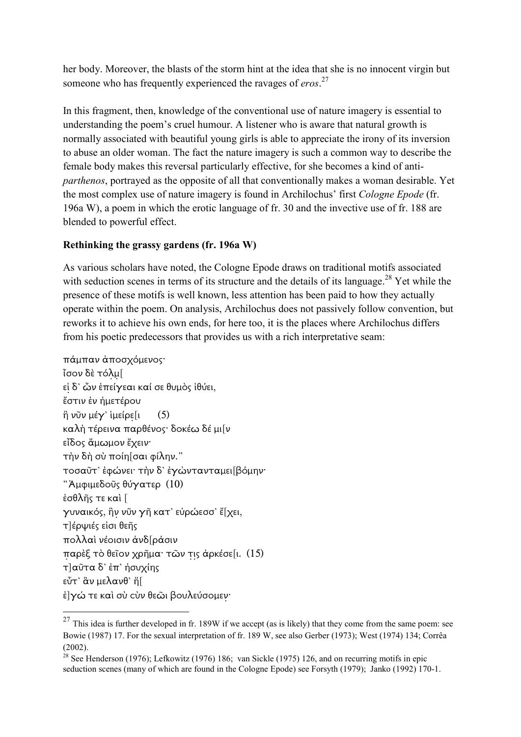her body. Moreover, the blasts of the storm hint at the idea that she is no innocent virgin but someone who has frequently experienced the ravages of *eros*.[27]

In this fragment, then, knowledge of the conventional use of nature imagery is essential to understanding the poem's cruel humour. A listener who is aware that natural growth is normally associated with beautiful young girls is able to appreciate the irony of its inversion to abuse an older woman. The fact the nature imagery is such a common way to describe the female body makes this reversal particularly effective, for she becomes a kind of anti-*parthenos*, portrayed as the opposite of all that conventionally makes a woman desirable. Yet the most complex use of nature imagery is found in Archilochus' first *Cologne Epode* (fr. 196a W), a poem in which the erotic language of fr. 30 and the invective use of fr. 188 are blended to powerful effect.

**Rethinking the grassy gardens (fr. 196a W)**

As various scholars have noted, the Cologne Epode draws on traditional motifs associated with seduction scenes in terms of its structure and the details of its language.[28] Yet while the presence of these motifs is well known, less attention has been paid to how they actually operate within the poem. On analysis, Archilochus does not passively follow convention, but reworks it to achieve his own ends, for here too, it is the places where Archilochus differs from his poetic predecessors that provides us with a rich interpretative seam:

πάμπαν ἀποσχόμενος·
ἶσον δὲ τόλμ[
εἰ δ' ὦν ἐπείγεαι καί σε θυμὸς ἰθύει,
ἔστιν ἐν ἡμετέρου
ἣ νῦν μέγ' ἱμείρε[ι (5)
καλὴ τέρεινα παρθένος· δοκέω δέ μι[ν
εἶδος ἄμωμον ἔχειν·
τὴν δὴ σὺ ποίη[σαι φίλην."
τοσαῦτ' ἐφώνει· τὴν δ' ἐγὼνταναμει[βόμην·
"Ἀμφιμεδοῦς θύγατερ (10)
ἐσθλῆς τε καὶ [
γυναικός, ἣν νῦν γῆ κατ' εὐρώεσσ' ἔ[χει,
τ]έρψιές εἰσι θεῆς
πολλαὶ νέοισιν ἀνδ[ράσιν
παρὲξ τὸ θεῖον χρῆμα· τῶν τις ἀρκέσε[ι. (15)
τ]αῦτα δ' ἐπ' ἡσυχίης
εὖτ' ἂν μελανθ' ἥ[
ἐ]γώ τε καὶ σὺ σὺν θεῶι βουλεύσομεν·

---

[27] This idea is further developed in fr. 189W if we accept (as is likely) that they come from the same poem: see Bowie (1987) 17. For the sexual interpretation of fr. 189 W, see also Gerber (1973); West (1974) 134; Corrêa (2002).

[28] See Henderson (1976); Lefkowitz (1976) 186; van Sickle (1975) 126, and on recurring motifs in epic seduction scenes (many of which are found in the Cologne Epode) see Forsyth (1979); Janko (1992) 170-1.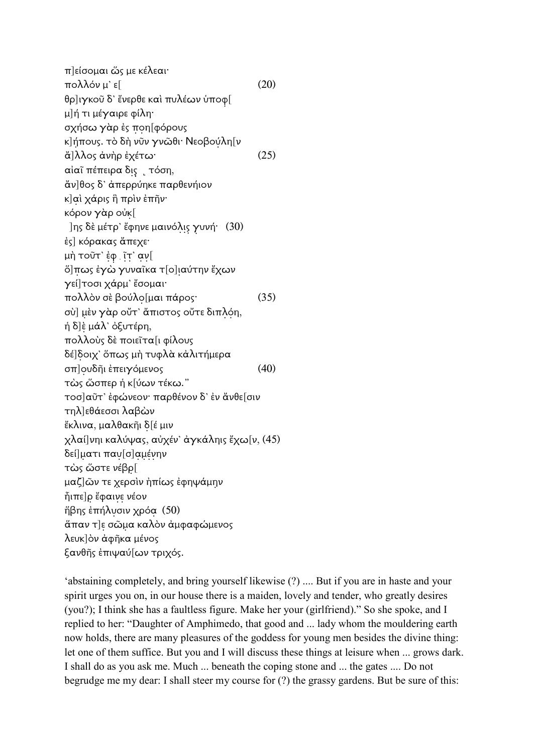π]είσομαι ὥς με κέλεαι·
πολλόν μ᾽ ε[ (20)
θρ]ιγκοῦ δ᾽ ἔνερθε καὶ πυλέων ὑποφ[
μ]ή τι μέγαιρε φίλη·
σχήσω γὰρ ἐς ποη[φόρους
κ]ήπους. τὸ δὴ νῦν γνῶθι· Νεοβούλη[ν
ἄ]λλος ἀνὴρ ἐχέτω· (25)
αἰαῖ πέπειρα δὶς ̣ τόση,
ἄν]θος δ᾽ ἀπερρύηκε παρθενήιον
κ]αὶ χάρις ἣ πρὶν ἐπῆν·
κόρον γὰρ οὐκ[
]ης δὲ μέτρ᾽ ἔφηνε μαινόλις γυνή· (30)
ἐς] κόρακας ἄπεχε·
μὴ τοῦτ᾽ ἐφ ̣ ῖτ᾽ ἀν[
ὅ]πως ἐγὼ γυναῖκα τ[ο]ιαύτην ἔχων
γεί]τοσι χάρμ᾽ ἔσομαι·
πολλὸν σὲ βούλο[μαι πάρος· (35)
σὺ] μὲν γὰρ οὔτ᾽ ἄπιστος οὔτε διπλόη,
ἡ δ]ὲ μάλ᾽ ὀξυτέρη,
πολλοὺς δὲ ποιεῖτα[ι φίλους
δέ]δοιχ᾽ ὅπως μὴ τυφλὰ κἀλιτήμερα
σπ]ουδῆι ἐπειγόμενος (40)
τὼς ὥσπερ ἡ κ[ύων τέκω."
τοσ]αῦτ᾽ ἐφώνεον· παρθένον δ᾽ ἐν ἄνθε[σιν
τηλ]εθάεσσι λαβὼν
ἔκλινα, μαλθακῆι δ[έ μιν
χλαί]νηι καλύψας, αὐχέν᾽ ἀγκάλῃς ἔχω[ν, (45)
δεί]ματι παυ[σ]αμένην
τὼς ὥστε νέβρ[
μαζ]ῶν τε χερσὶν ἠπίως ἐφηψάμην
ἧιπε]ρ ἔφαινε νέον
ἥβης ἐπήλυσιν χρόα (50)
ἅπαν τ]ε σῶμα καλὸν ἀμφαφώμενος
λευκ]ὸν ἀφῆκα μένος
ξανθῆς ἐπιψαύ[ων τριχός.

'abstaining completely, and bring yourself likewise (?) .... But if you are in haste and your spirit urges you on, in our house there is a maiden, lovely and tender, who greatly desires (you?); I think she has a faultless figure. Make her your (girlfriend)." So she spoke, and I replied to her: "Daughter of Amphimedo, that good and ... lady whom the mouldering earth now holds, there are many pleasures of the goddess for young men besides the divine thing: let one of them suffice. But you and I will discuss these things at leisure when ... grows dark. I shall do as you ask me. Much ... beneath the coping stone and ... the gates .... Do not begrudge me my dear: I shall steer my course for (?) the grassy gardens. But be sure of this: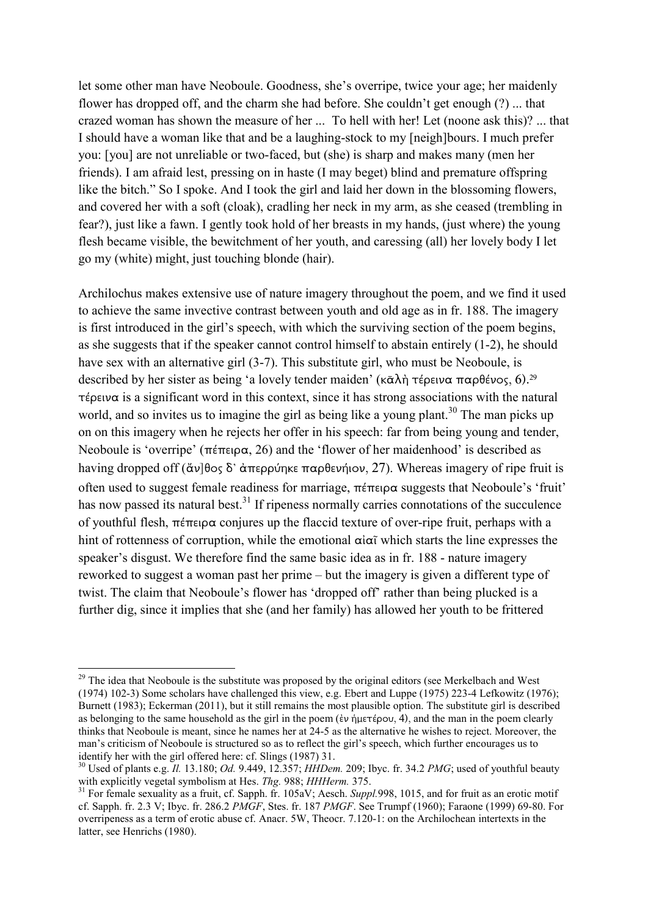let some other man have Neoboule. Goodness, she's overripe, twice your age; her maidenly flower has dropped off, and the charm she had before. She couldn't get enough (?) ... that crazed woman has shown the measure of her ... To hell with her! Let (noone ask this)? ... that I should have a woman like that and be a laughing-stock to my [neigh]bours. I much prefer you: [you] are not unreliable or two-faced, but (she) is sharp and makes many (men her friends). I am afraid lest, pressing on in haste (I may beget) blind and premature offspring like the bitch." So I spoke. And I took the girl and laid her down in the blossoming flowers, and covered her with a soft (cloak), cradling her neck in my arm, as she ceased (trembling in fear?), just like a fawn. I gently took hold of her breasts in my hands, (just where) the young flesh became visible, the bewitchment of her youth, and caressing (all) her lovely body I let go my (white) might, just touching blonde (hair).

Archilochus makes extensive use of nature imagery throughout the poem, and we find it used to achieve the same invective contrast between youth and old age as in fr. 188. The imagery is first introduced in the girl's speech, with which the surviving section of the poem begins, as she suggests that if the speaker cannot control himself to abstain entirely (1-2), he should have sex with an alternative girl (3-7). This substitute girl, who must be Neoboule, is described by her sister as being 'a lovely tender maiden' (κᾱλὴ τέρεινα παρθένος, 6).[29] τέρεινα is a significant word in this context, since it has strong associations with the natural world, and so invites us to imagine the girl as being like a young plant.[30] The man picks up on on this imagery when he rejects her offer in his speech: far from being young and tender, Neoboule is 'overripe' (πέπειρα, 26) and the 'flower of her maidenhood' is described as having dropped off (ἄν]θος δ᾽ ἀπερρύηκε παρθενήιον, 27). Whereas imagery of ripe fruit is often used to suggest female readiness for marriage, πέπειρα suggests that Neoboule's 'fruit' has now passed its natural best.[31] If ripeness normally carries connotations of the succulence of youthful flesh, πέπειρα conjures up the flaccid texture of over-ripe fruit, perhaps with a hint of rottenness of corruption, while the emotional αἰαῖ which starts the line expresses the speaker's disgust. We therefore find the same basic idea as in fr. 188 - nature imagery reworked to suggest a woman past her prime – but the imagery is given a different type of twist. The claim that Neoboule's flower has 'dropped off' rather than being plucked is a further dig, since it implies that she (and her family) has allowed her youth to be frittered

---

[29] The idea that Neoboule is the substitute was proposed by the original editors (see Merkelbach and West (1974) 102-3) Some scholars have challenged this view, e.g. Ebert and Luppe (1975) 223-4 Lefkowitz (1976); Burnett (1983); Eckerman (2011), but it still remains the most plausible option. The substitute girl is described as belonging to the same household as the girl in the poem (ἐν ἡμετέρου, 4), and the man in the poem clearly thinks that Neoboule is meant, since he names her at 24-5 as the alternative he wishes to reject. Moreover, the man's criticism of Neoboule is structured so as to reflect the girl's speech, which further encourages us to identify her with the girl offered here: cf. Slings (1987) 31.

[30] Used of plants e.g. *Il.* 13.180; *Od.* 9.449, 12.357; *HHDem.* 209; Ibyc. fr. 34.2 *PMG*; used of youthful beauty with explicitly vegetal symbolism at Hes. *Thg.* 988; *HHHerm.* 375.

[31] For female sexuality as a fruit, cf. Sapph. fr. 105aV; Aesch. *Suppl.*998, 1015, and for fruit as an erotic motif cf. Sapph. fr. 2.3 V; Ibyc. fr. 286.2 *PMGF*, Stes. fr. 187 *PMGF*. See Trumpf (1960); Faraone (1999) 69-80. For overripeness as a term of erotic abuse cf. Anacr. 5W, Theocr. 7.120-1: on the Archilochean intertexts in the latter, see Henrichs (1980).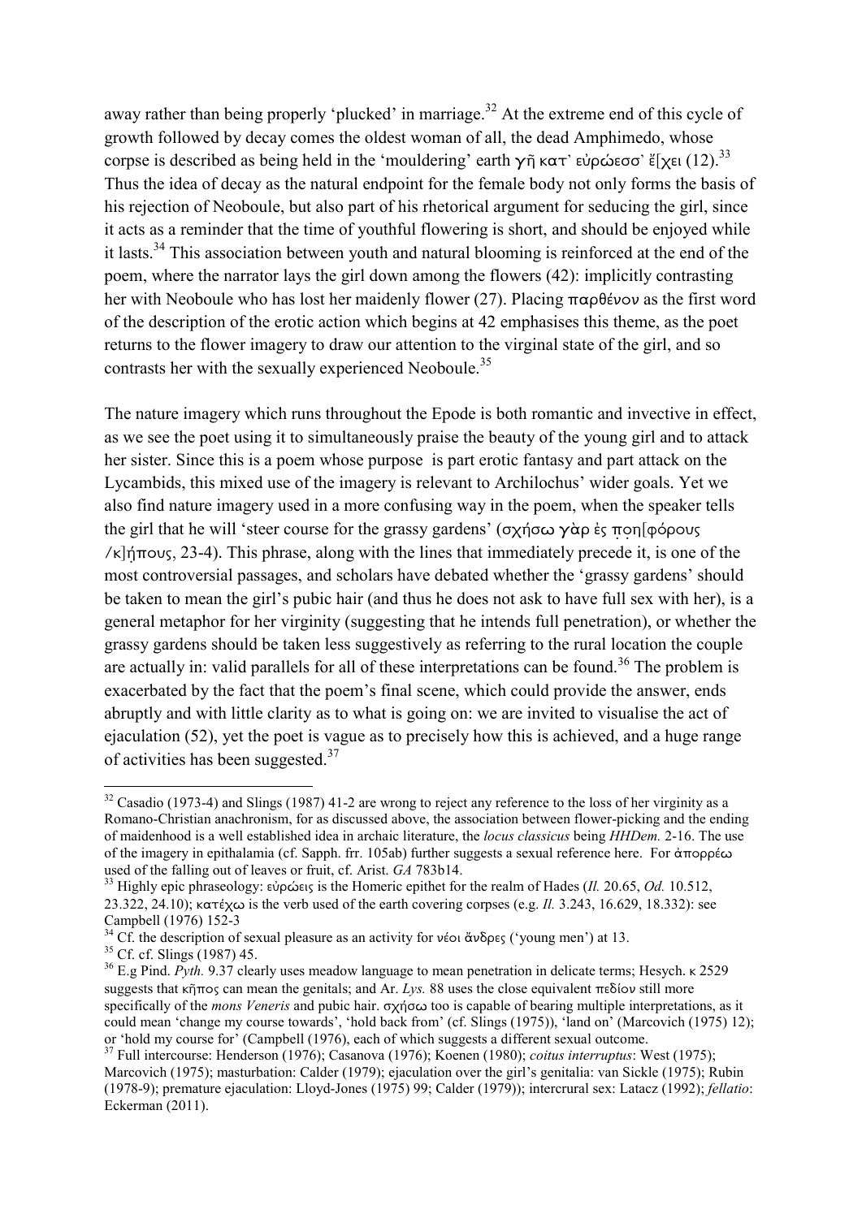away rather than being properly 'plucked' in marriage.[32] At the extreme end of this cycle of growth followed by decay comes the oldest woman of all, the dead Amphimedo, whose corpse is described as being held in the 'mouldering' earth γῆ κατ᾽ εὐρώεσσ᾽ ἔ[χει (12).[33] Thus the idea of decay as the natural endpoint for the female body not only forms the basis of his rejection of Neoboule, but also part of his rhetorical argument for seducing the girl, since it acts as a reminder that the time of youthful flowering is short, and should be enjoyed while it lasts.[34] This association between youth and natural blooming is reinforced at the end of the poem, where the narrator lays the girl down among the flowers (42): implicitly contrasting her with Neoboule who has lost her maidenly flower (27). Placing παρθένον as the first word of the description of the erotic action which begins at 42 emphasises this theme, as the poet returns to the flower imagery to draw our attention to the virginal state of the girl, and so contrasts her with the sexually experienced Neoboule.[35]

The nature imagery which runs throughout the Epode is both romantic and invective in effect, as we see the poet using it to simultaneously praise the beauty of the young girl and to attack her sister. Since this is a poem whose purpose is part erotic fantasy and part attack on the Lycambids, this mixed use of the imagery is relevant to Archilochus' wider goals. Yet we also find nature imagery used in a more confusing way in the poem, when the speaker tells the girl that he will 'steer course for the grassy gardens' (σχήσω γὰρ ἐς ποη[φόρους /κ]ήπους, 23-4). This phrase, along with the lines that immediately precede it, is one of the most controversial passages, and scholars have debated whether the 'grassy gardens' should be taken to mean the girl's pubic hair (and thus he does not ask to have full sex with her), is a general metaphor for her virginity (suggesting that he intends full penetration), or whether the grassy gardens should be taken less suggestively as referring to the rural location the couple are actually in: valid parallels for all of these interpretations can be found.[36] The problem is exacerbated by the fact that the poem's final scene, which could provide the answer, ends abruptly and with little clarity as to what is going on: we are invited to visualise the act of ejaculation (52), yet the poet is vague as to precisely how this is achieved, and a huge range of activities has been suggested.[37]

---

[32] Casadio (1973-4) and Slings (1987) 41-2 are wrong to reject any reference to the loss of her virginity as a Romano-Christian anachronism, for as discussed above, the association between flower-picking and the ending of maidenhood is a well established idea in archaic literature, the *locus classicus* being *HHDem.* 2-16. The use of the imagery in epithalamia (cf. Sapph. frr. 105ab) further suggests a sexual reference here. For ἀπορρέω used of the falling out of leaves or fruit, cf. Arist. *GA* 783b14.

[33] Highly epic phraseology: εὐρώεις is the Homeric epithet for the realm of Hades (*Il.* 20.65, *Od.* 10.512, 23.322, 24.10); κατέχω is the verb used of the earth covering corpses (e.g. *Il.* 3.243, 16.629, 18.332): see Campbell (1976) 152-3

[34] Cf. the description of sexual pleasure as an activity for νέοι ἄνδρες ('young men') at 13.

[35] Cf. cf. Slings (1987) 45.

[36] E.g Pind. *Pyth.* 9.37 clearly uses meadow language to mean penetration in delicate terms; Hesych. κ 2529 suggests that κῆπος can mean the genitals; and Ar. *Lys.* 88 uses the close equivalent πεδίον still more specifically of the *mons Veneris* and pubic hair. σχήσω too is capable of bearing multiple interpretations, as it could mean 'change my course towards', 'hold back from' (cf. Slings (1975)), 'land on' (Marcovich (1975) 12); or 'hold my course for' (Campbell (1976), each of which suggests a different sexual outcome.

[37] Full intercourse: Henderson (1976); Casanova (1976); Koenen (1980); *coitus interruptus*: West (1975); Marcovich (1975); masturbation: Calder (1979); ejaculation over the girl's genitalia: van Sickle (1975); Rubin (1978-9); premature ejaculation: Lloyd-Jones (1975) 99; Calder (1979)); intercrural sex: Latacz (1992); *fellatio*: Eckerman (2011).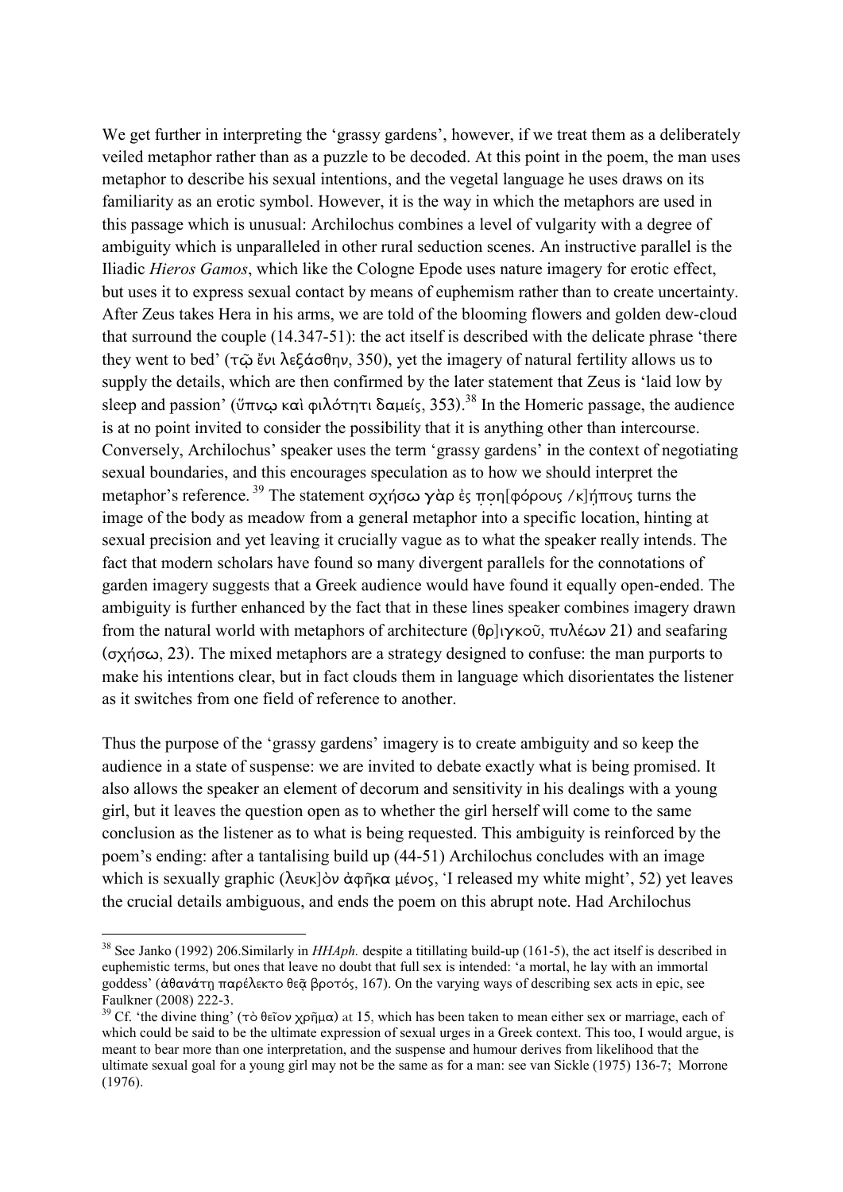We get further in interpreting the 'grassy gardens', however, if we treat them as a deliberately veiled metaphor rather than as a puzzle to be decoded. At this point in the poem, the man uses metaphor to describe his sexual intentions, and the vegetal language he uses draws on its familiarity as an erotic symbol. However, it is the way in which the metaphors are used in this passage which is unusual: Archilochus combines a level of vulgarity with a degree of ambiguity which is unparalleled in other rural seduction scenes. An instructive parallel is the Iliadic *Hieros Gamos*, which like the Cologne Epode uses nature imagery for erotic effect, but uses it to express sexual contact by means of euphemism rather than to create uncertainty. After Zeus takes Hera in his arms, we are told of the blooming flowers and golden dew-cloud that surround the couple (14.347-51): the act itself is described with the delicate phrase 'there they went to bed' (τῷ ἔνι λεξάσθην, 350), yet the imagery of natural fertility allows us to supply the details, which are then confirmed by the later statement that Zeus is 'laid low by sleep and passion' (ὕπνῳ καὶ φιλότητι δαμείς, 353).[38] In the Homeric passage, the audience is at no point invited to consider the possibility that it is anything other than intercourse. Conversely, Archilochus' speaker uses the term 'grassy gardens' in the context of negotiating sexual boundaries, and this encourages speculation as to how we should interpret the metaphor's reference.[39] The statement σχήσω γὰρ ἐς ποη[φόρους /κ]ήπους turns the image of the body as meadow from a general metaphor into a specific location, hinting at sexual precision and yet leaving it crucially vague as to what the speaker really intends. The fact that modern scholars have found so many divergent parallels for the connotations of garden imagery suggests that a Greek audience would have found it equally open-ended. The ambiguity is further enhanced by the fact that in these lines speaker combines imagery drawn from the natural world with metaphors of architecture (θρ]ιγκοῦ, πυλέων 21) and seafaring (σχήσω, 23). The mixed metaphors are a strategy designed to confuse: the man purports to make his intentions clear, but in fact clouds them in language which disorientates the listener as it switches from one field of reference to another.

Thus the purpose of the 'grassy gardens' imagery is to create ambiguity and so keep the audience in a state of suspense: we are invited to debate exactly what is being promised. It also allows the speaker an element of decorum and sensitivity in his dealings with a young girl, but it leaves the question open as to whether the girl herself will come to the same conclusion as the listener as to what is being requested. This ambiguity is reinforced by the poem's ending: after a tantalising build up (44-51) Archilochus concludes with an image which is sexually graphic (λευκ]ὸν ἀφῆκα μένος, 'I released my white might', 52) yet leaves the crucial details ambiguous, and ends the poem on this abrupt note. Had Archilochus

---

[38] See Janko (1992) 206.Similarly in *HHAph.* despite a titillating build-up (161-5), the act itself is described in euphemistic terms, but ones that leave no doubt that full sex is intended: 'a mortal, he lay with an immortal goddess' (ἀθανάτῃ παρέλεκτο θεᾷ βροτός, 167). On the varying ways of describing sex acts in epic, see Faulkner (2008) 222-3.

[39] Cf. 'the divine thing' (τὸ θεῖον χρῆμα) at 15, which has been taken to mean either sex or marriage, each of which could be said to be the ultimate expression of sexual urges in a Greek context. This too, I would argue, is meant to bear more than one interpretation, and the suspense and humour derives from likelihood that the ultimate sexual goal for a young girl may not be the same as for a man: see van Sickle (1975) 136-7; Morrone (1976).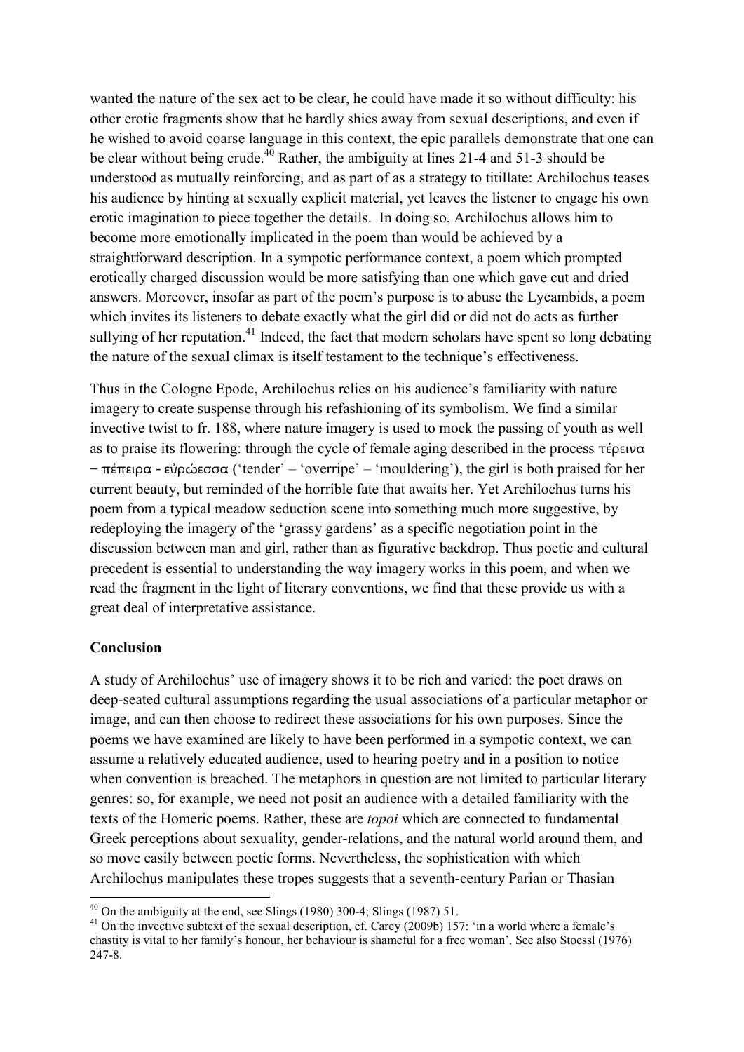wanted the nature of the sex act to be clear, he could have made it so without difficulty: his other erotic fragments show that he hardly shies away from sexual descriptions, and even if he wished to avoid coarse language in this context, the epic parallels demonstrate that one can be clear without being crude.[40] Rather, the ambiguity at lines 21-4 and 51-3 should be understood as mutually reinforcing, and as part of as a strategy to titillate: Archilochus teases his audience by hinting at sexually explicit material, yet leaves the listener to engage his own erotic imagination to piece together the details. In doing so, Archilochus allows him to become more emotionally implicated in the poem than would be achieved by a straightforward description. In a sympotic performance context, a poem which prompted erotically charged discussion would be more satisfying than one which gave cut and dried answers. Moreover, insofar as part of the poem's purpose is to abuse the Lycambids, a poem which invites its listeners to debate exactly what the girl did or did not do acts as further sullying of her reputation.[41] Indeed, the fact that modern scholars have spent so long debating the nature of the sexual climax is itself testament to the technique's effectiveness.

Thus in the Cologne Epode, Archilochus relies on his audience's familiarity with nature imagery to create suspense through his refashioning of its symbolism. We find a similar invective twist to fr. 188, where nature imagery is used to mock the passing of youth as well as to praise its flowering: through the cycle of female aging described in the process τέρεινα – πέπειρα - εὐρώεσσα ('tender' – 'overripe' – 'mouldering'), the girl is both praised for her current beauty, but reminded of the horrible fate that awaits her. Yet Archilochus turns his poem from a typical meadow seduction scene into something much more suggestive, by redeploying the imagery of the 'grassy gardens' as a specific negotiation point in the discussion between man and girl, rather than as figurative backdrop. Thus poetic and cultural precedent is essential to understanding the way imagery works in this poem, and when we read the fragment in the light of literary conventions, we find that these provide us with a great deal of interpretative assistance.

**Conclusion**

A study of Archilochus' use of imagery shows it to be rich and varied: the poet draws on deep-seated cultural assumptions regarding the usual associations of a particular metaphor or image, and can then choose to redirect these associations for his own purposes. Since the poems we have examined are likely to have been performed in a sympotic context, we can assume a relatively educated audience, used to hearing poetry and in a position to notice when convention is breached. The metaphors in question are not limited to particular literary genres: so, for example, we need not posit an audience with a detailed familiarity with the texts of the Homeric poems. Rather, these are *topoi* which are connected to fundamental Greek perceptions about sexuality, gender-relations, and the natural world around them, and so move easily between poetic forms. Nevertheless, the sophistication with which Archilochus manipulates these tropes suggests that a seventh-century Parian or Thasian

---

[40] On the ambiguity at the end, see Slings (1980) 300-4; Slings (1987) 51.

[41] On the invective subtext of the sexual description, cf. Carey (2009b) 157: 'in a world where a female's chastity is vital to her family's honour, her behaviour is shameful for a free woman'. See also Stoessl (1976) 247-8.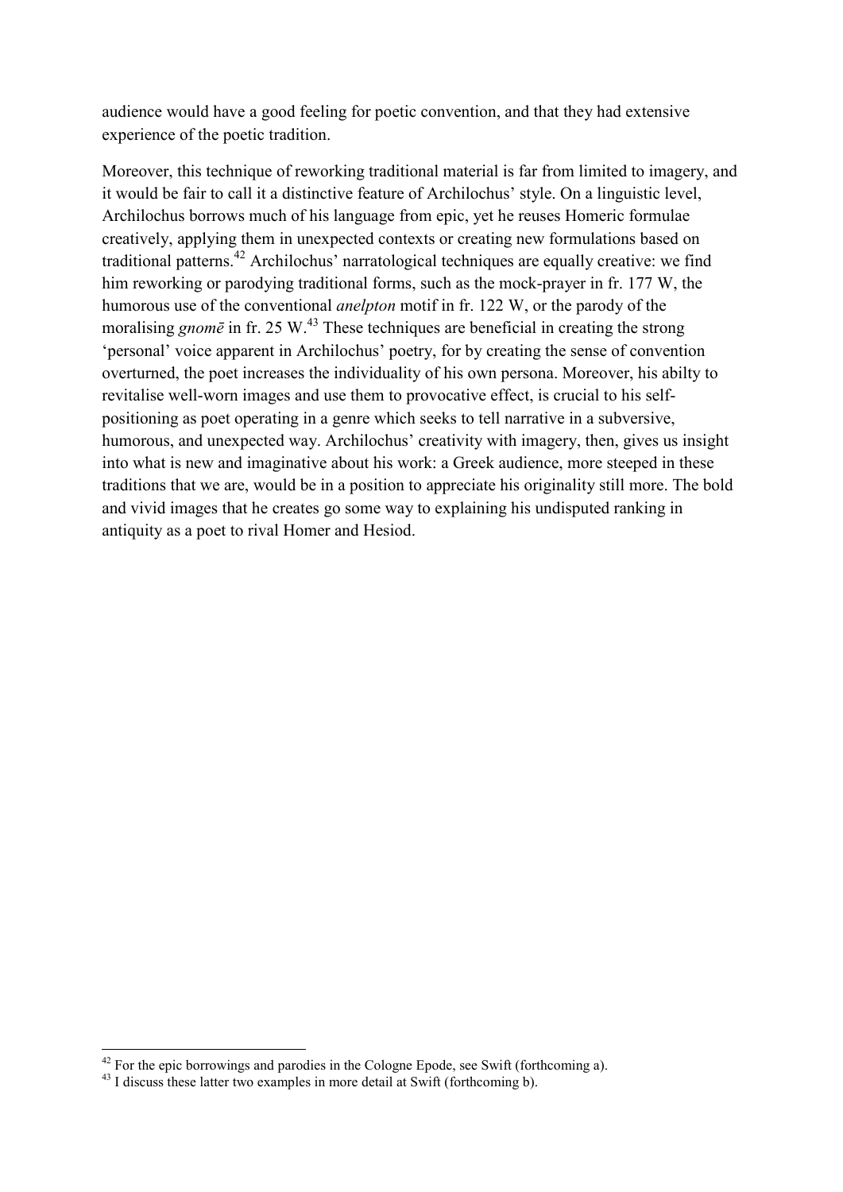audience would have a good feeling for poetic convention, and that they had extensive experience of the poetic tradition.

Moreover, this technique of reworking traditional material is far from limited to imagery, and it would be fair to call it a distinctive feature of Archilochus' style. On a linguistic level, Archilochus borrows much of his language from epic, yet he reuses Homeric formulae creatively, applying them in unexpected contexts or creating new formulations based on traditional patterns.[42] Archilochus' narratological techniques are equally creative: we find him reworking or parodying traditional forms, such as the mock-prayer in fr. 177 W, the humorous use of the conventional *anelpton* motif in fr. 122 W, or the parody of the moralising *gnomē* in fr. 25 W.[43] These techniques are beneficial in creating the strong 'personal' voice apparent in Archilochus' poetry, for by creating the sense of convention overturned, the poet increases the individuality of his own persona. Moreover, his abilty to revitalise well-worn images and use them to provocative effect, is crucial to his self-positioning as poet operating in a genre which seeks to tell narrative in a subversive, humorous, and unexpected way. Archilochus' creativity with imagery, then, gives us insight into what is new and imaginative about his work: a Greek audience, more steeped in these traditions that we are, would be in a position to appreciate his originality still more. The bold and vivid images that he creates go some way to explaining his undisputed ranking in antiquity as a poet to rival Homer and Hesiod.

[42] For the epic borrowings and parodies in the Cologne Epode, see Swift (forthcoming a).

[43] I discuss these latter two examples in more detail at Swift (forthcoming b).